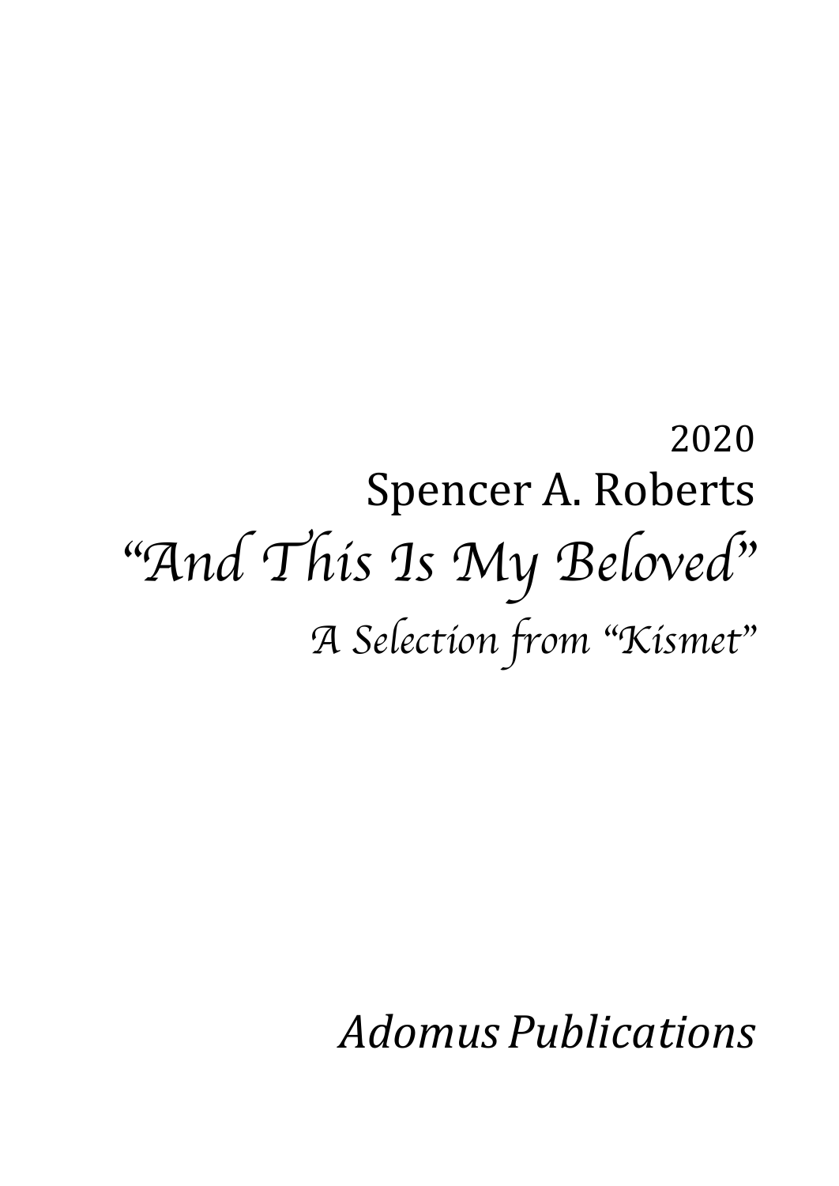2020

Spencer A. Roberts

# *"And This Is My Beloved"*

*A Selection from "Kismet"*

*Adomus Publications*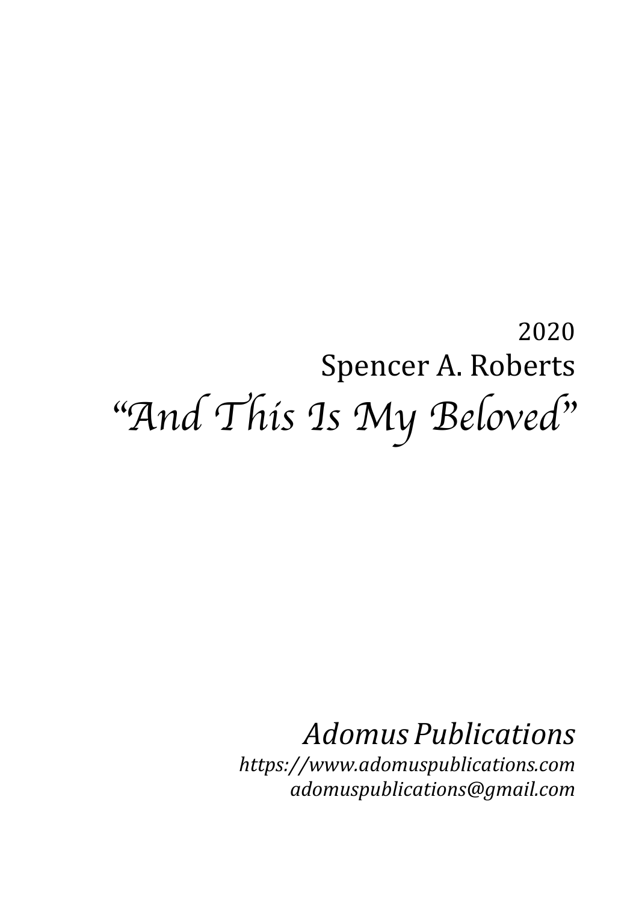2020

Spencer A. Roberts

# *"And This Is My Beloved"*

*Adomus Publications*

*https://www.adomuspublications.com*

*adomuspublications@gmail.com*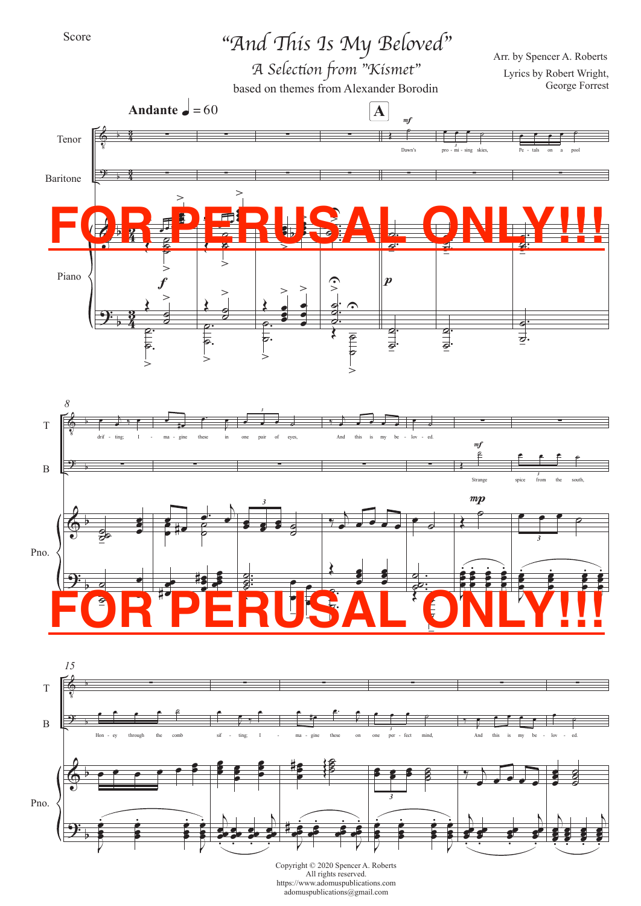Score

# "And This Is My Beloved"

## *A Selection from "Kismet"*

based on themes from Alexander Borodin

Arr. by Spencer A. Roberts

Lyrics by Robert Wright, George Forrest

Andante ♩ = 60

**A**

Tenor: Dawn's pro - mi - sing skies, Pe - tals on a pool drif - ting; I - ma - gine these in one pair of eyes, And this is my be - lov - ed.

Baritone: Strange spice from the south, Hon - ey through the comb sif - ting; I - ma - gine these on one per - fect mind, And this is my be - lov - ed.

FOR PERUSAL ONLY!!!

FOR PERUSAL ONLY!!!

Copyright © 2020 Spencer A. Roberts
All rights reserved.
https://www.adomuspublications.com
adomuspublications@gmail.com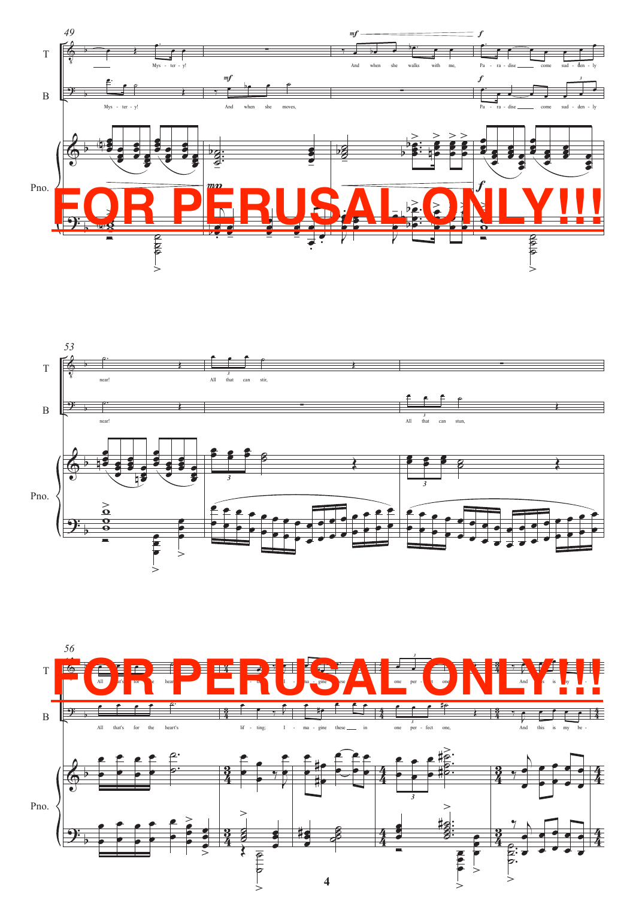FOR PERUSAL ONLY!!!

FOR PERUSAL ONLY!!!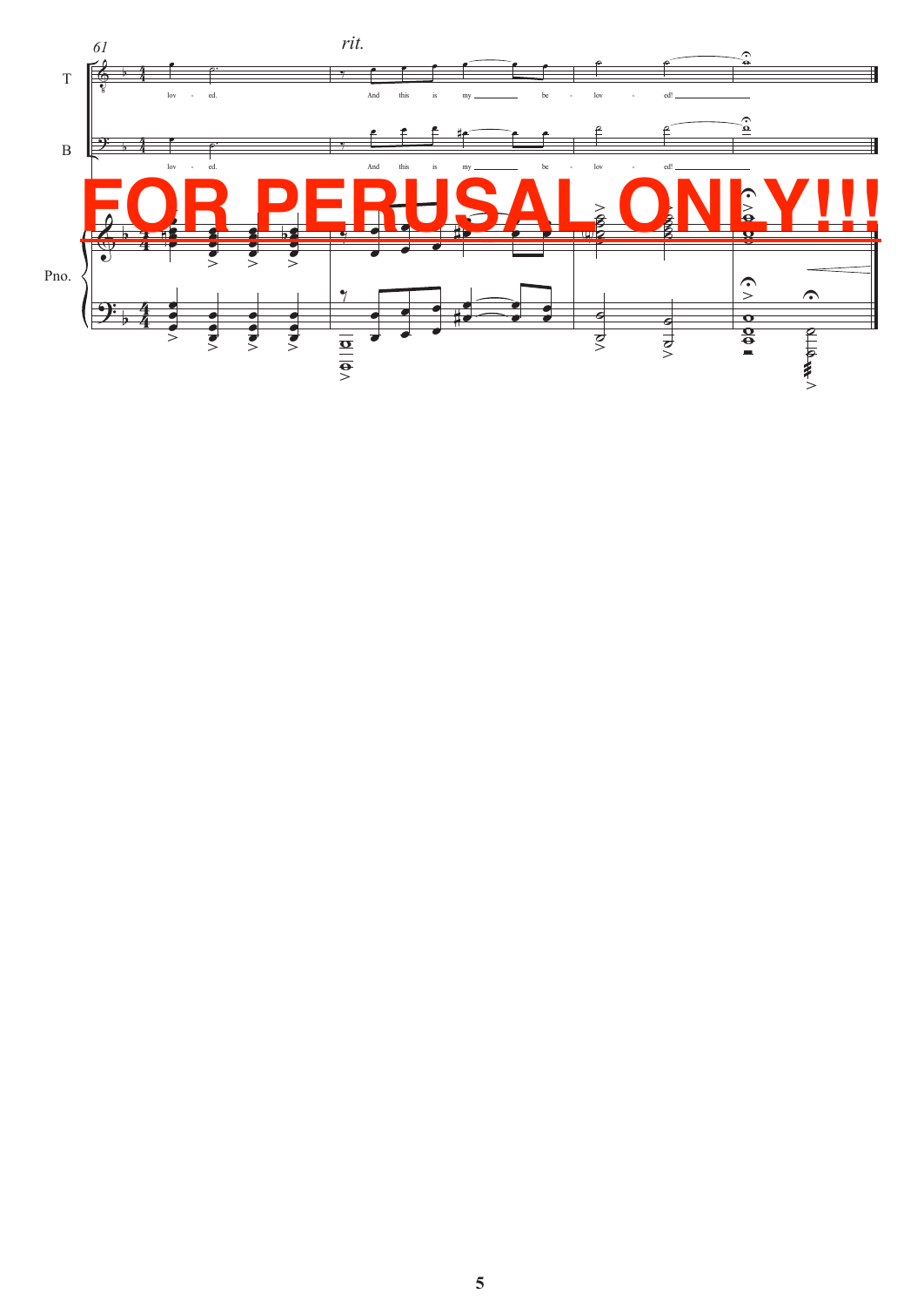61

*rit.*

T

lov - ed. And this is my be - lov - ed!

B

lov - ed. And this is my be - lov - ed!

FOR PERUSAL ONLY!!!

Pno.